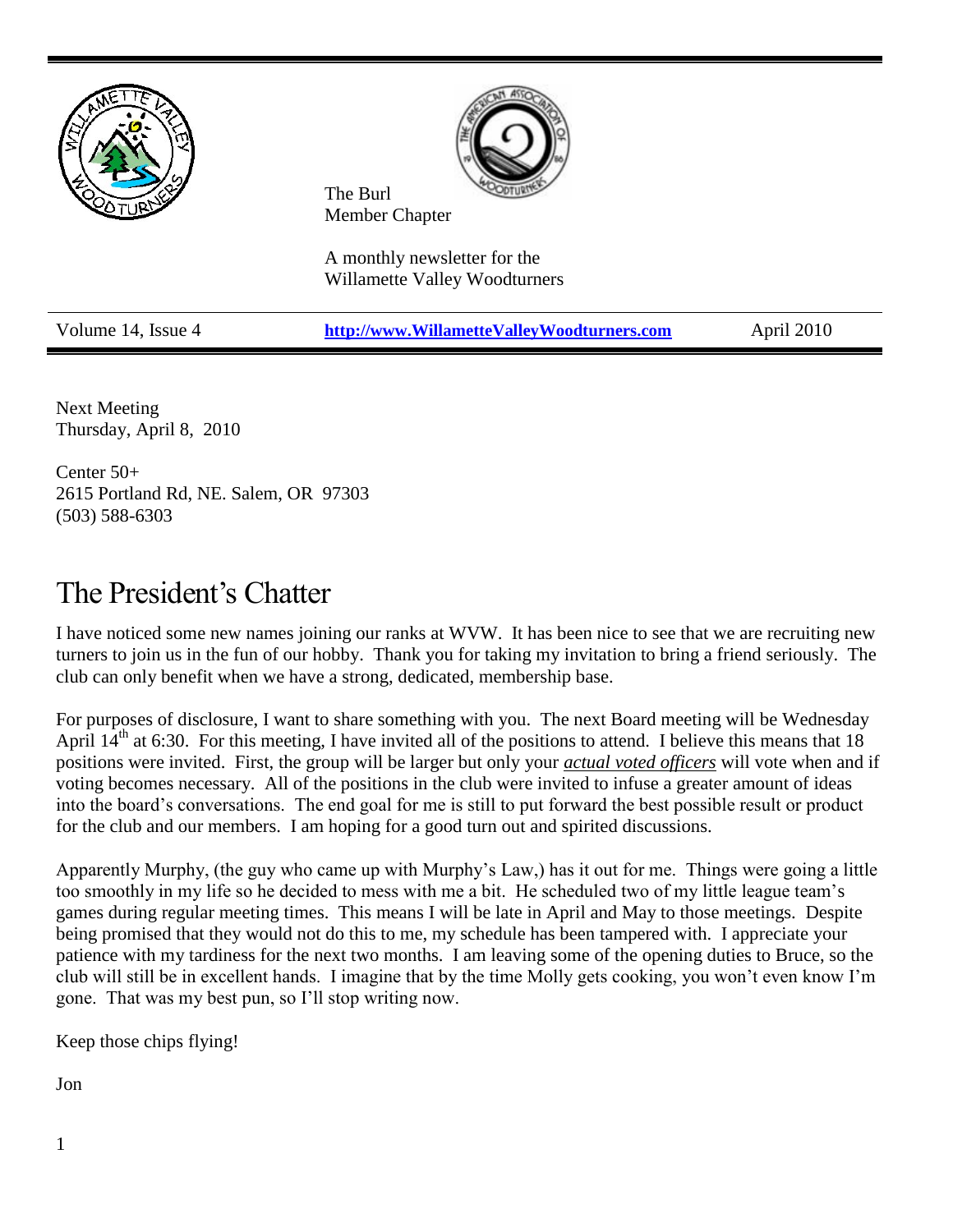The Burl
Member Chapter

A monthly newsletter for the
Willamette Valley Woodturners

Volume 14, Issue 4 | http://www.WillametteValleyWoodturners.com | April 2010

Next Meeting
Thursday, April 8, 2010

Center 50+
2615 Portland Rd, NE. Salem, OR 97303
(503) 588-6303

# The President's Chatter

I have noticed some new names joining our ranks at WVW. It has been nice to see that we are recruiting new turners to join us in the fun of our hobby. Thank you for taking my invitation to bring a friend seriously. The club can only benefit when we have a strong, dedicated, membership base.

For purposes of disclosure, I want to share something with you. The next Board meeting will be Wednesday April 14th at 6:30. For this meeting, I have invited all of the positions to attend. I believe this means that 18 positions were invited. First, the group will be larger but only your *actual voted officers* will vote when and if voting becomes necessary. All of the positions in the club were invited to infuse a greater amount of ideas into the board's conversations. The end goal for me is still to put forward the best possible result or product for the club and our members. I am hoping for a good turn out and spirited discussions.

Apparently Murphy, (the guy who came up with Murphy's Law,) has it out for me. Things were going a little too smoothly in my life so he decided to mess with me a bit. He scheduled two of my little league team's games during regular meeting times. This means I will be late in April and May to those meetings. Despite being promised that they would not do this to me, my schedule has been tampered with. I appreciate your patience with my tardiness for the next two months. I am leaving some of the opening duties to Bruce, so the club will still be in excellent hands. I imagine that by the time Molly gets cooking, you won't even know I'm gone. That was my best pun, so I'll stop writing now.

Keep those chips flying!

Jon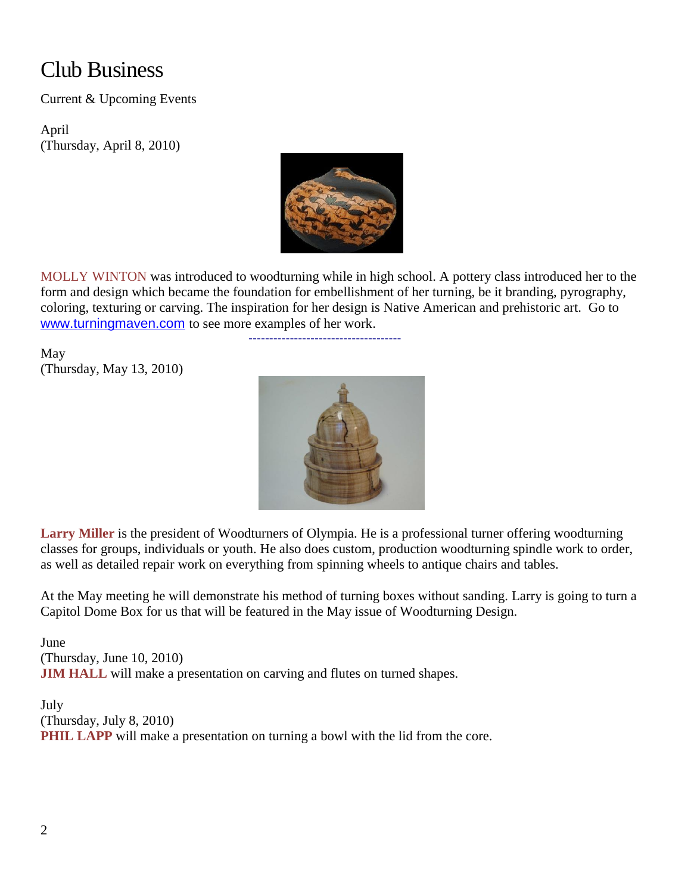# Club Business

Current & Upcoming Events

April
(Thursday, April 8, 2010)

MOLLY WINTON was introduced to woodturning while in high school. A pottery class introduced her to the form and design which became the foundation for embellishment of her turning, be it branding, pyrography, coloring, texturing or carving. The inspiration for her design is Native American and prehistoric art. Go to www.turningmaven.com to see more examples of her work.

---

May
(Thursday, May 13, 2010)

**Larry Miller** is the president of Woodturners of Olympia. He is a professional turner offering woodturning classes for groups, individuals or youth. He also does custom, production woodturning spindle work to order, as well as detailed repair work on everything from spinning wheels to antique chairs and tables.

At the May meeting he will demonstrate his method of turning boxes without sanding. Larry is going to turn a Capitol Dome Box for us that will be featured in the May issue of Woodturning Design.

June
(Thursday, June 10, 2010)
**JIM HALL** will make a presentation on carving and flutes on turned shapes.

July
(Thursday, July 8, 2010)
**PHIL LAPP** will make a presentation on turning a bowl with the lid from the core.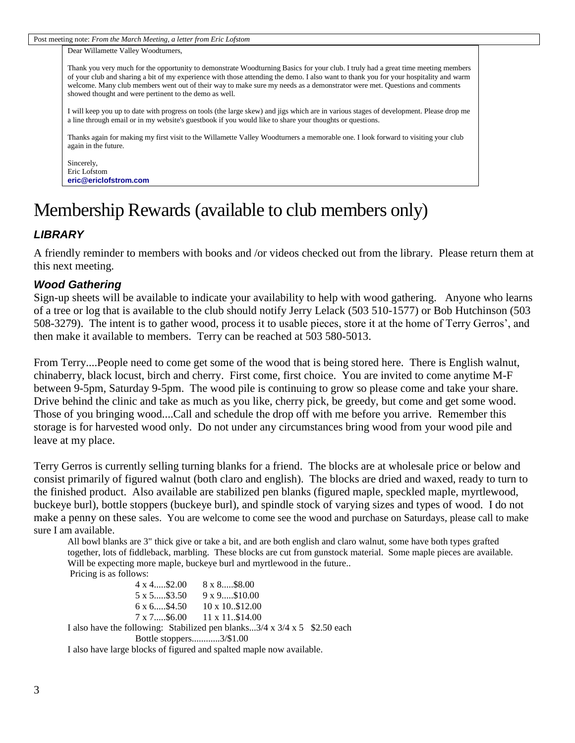Post meeting note: *From the March Meeting, a letter from Eric Lofstom*

Dear Willamette Valley Woodturners,

Thank you very much for the opportunity to demonstrate Woodturning Basics for your club. I truly had a great time meeting members of your club and sharing a bit of my experience with those attending the demo. I also want to thank you for your hospitality and warm welcome. Many club members went out of their way to make sure my needs as a demonstrator were met. Questions and comments showed thought and were pertinent to the demo as well.

I will keep you up to date with progress on tools (the large skew) and jigs which are in various stages of development. Please drop me a line through email or in my website's guestbook if you would like to share your thoughts or questions.

Thanks again for making my first visit to the Willamette Valley Woodturners a memorable one. I look forward to visiting your club again in the future.

Sincerely,
Eric Lofstom
**eric@ericlofstrom.com**

# Membership Rewards (available to club members only)

### *LIBRARY*

A friendly reminder to members with books and /or videos checked out from the library. Please return them at this next meeting.

### *Wood Gathering*

Sign-up sheets will be available to indicate your availability to help with wood gathering. Anyone who learns of a tree or log that is available to the club should notify Jerry Lelack (503 510-1577) or Bob Hutchinson (503 508-3279). The intent is to gather wood, process it to usable pieces, store it at the home of Terry Gerros', and then make it available to members. Terry can be reached at 503 580-5013.

From Terry....People need to come get some of the wood that is being stored here. There is English walnut, chinaberry, black locust, birch and cherry. First come, first choice. You are invited to come anytime M-F between 9-5pm, Saturday 9-5pm. The wood pile is continuing to grow so please come and take your share. Drive behind the clinic and take as much as you like, cherry pick, be greedy, but come and get some wood. Those of you bringing wood....Call and schedule the drop off with me before you arrive. Remember this storage is for harvested wood only. Do not under any circumstances bring wood from your wood pile and leave at my place.

Terry Gerros is currently selling turning blanks for a friend. The blocks are at wholesale price or below and consist primarily of figured walnut (both claro and english). The blocks are dried and waxed, ready to turn to the finished product. Also available are stabilized pen blanks (figured maple, speckled maple, myrtlewood, buckeye burl), bottle stoppers (buckeye burl), and spindle stock of varying sizes and types of wood. I do not make a penny on these sales. You are welcome to come see the wood and purchase on Saturdays, please call to make sure I am available.

All bowl blanks are 3" thick give or take a bit, and are both english and claro walnut, some have both types grafted together, lots of fiddleback, marbling. These blocks are cut from gunstock material. Some maple pieces are available. Will be expecting more maple, buckeye burl and myrtlewood in the future..

Pricing is as follows:

| | |
|---|---|
| 4 x 4.....$2.00 | 8 x 8.....$8.00 |
| 5 x 5.....$3.50 | 9 x 9.....$10.00 |
| 6 x 6.....$4.50 | 10 x 10..$12.00 |
| 7 x 7.....$6.00 | 11 x 11..$14.00 |

I also have the following: Stabilized pen blanks...3/4 x 3/4 x 5 $2.50 each

Bottle stoppers............3/$1.00

I also have large blocks of figured and spalted maple now available.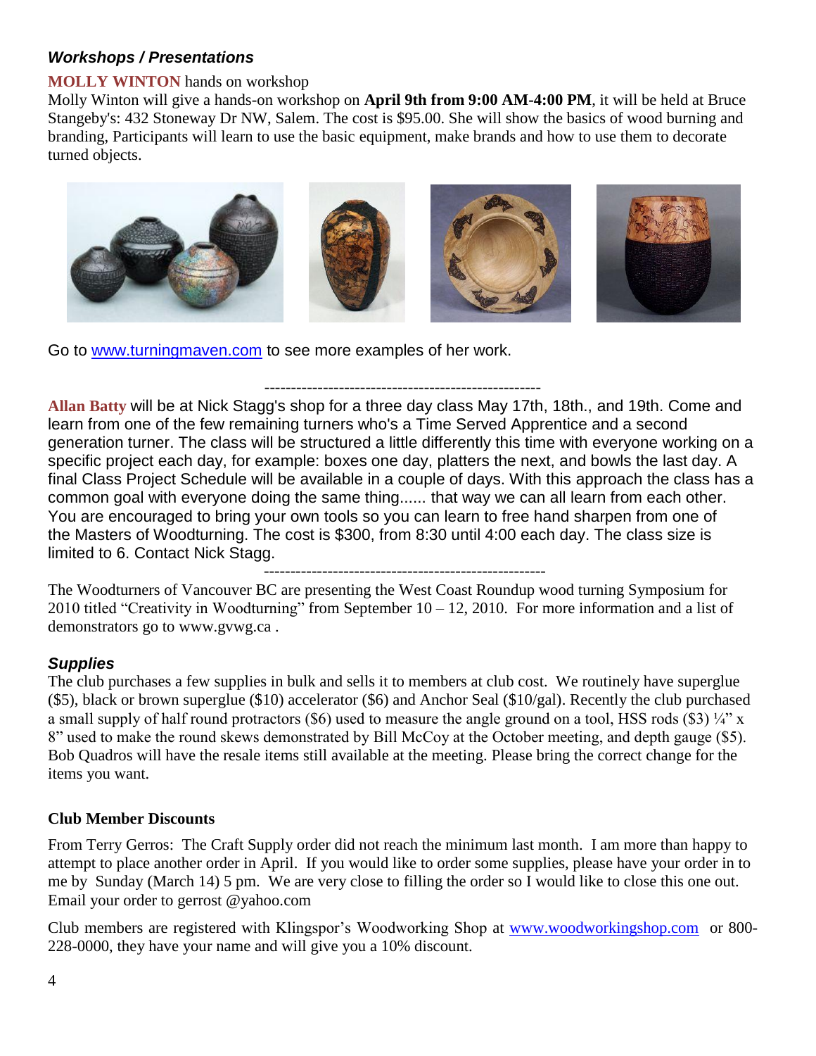## *Workshops / Presentations*

**MOLLY WINTON** hands on workshop

Molly Winton will give a hands-on workshop on **April 9th from 9:00 AM-4:00 PM**, it will be held at Bruce Stangeby's: 432 Stoneway Dr NW, Salem. The cost is $95.00. She will show the basics of wood burning and branding, Participants will learn to use the basic equipment, make brands and how to use them to decorate turned objects.

Go to [www.turningmaven.com](http://www.turningmaven.com) to see more examples of her work.

-----------------------------------------------------

**Allan Batty** will be at Nick Stagg's shop for a three day class May 17th, 18th., and 19th. Come and learn from one of the few remaining turners who's a Time Served Apprentice and a second generation turner. The class will be structured a little differently this time with everyone working on a specific project each day, for example: boxes one day, platters the next, and bowls the last day. A final Class Project Schedule will be available in a couple of days. With this approach the class has a common goal with everyone doing the same thing...... that way we can all learn from each other. You are encouraged to bring your own tools so you can learn to free hand sharpen from one of the Masters of Woodturning. The cost is $300, from 8:30 until 4:00 each day. The class size is limited to 6. Contact Nick Stagg.

-----------------------------------------------------

The Woodturners of Vancouver BC are presenting the West Coast Roundup wood turning Symposium for 2010 titled "Creativity in Woodturning" from September 10 – 12, 2010. For more information and a list of demonstrators go to www.gvwg.ca .

## *Supplies*

The club purchases a few supplies in bulk and sells it to members at club cost. We routinely have superglue ($5), black or brown superglue ($10) accelerator ($6) and Anchor Seal ($10/gal). Recently the club purchased a small supply of half round protractors ($6) used to measure the angle ground on a tool, HSS rods ($3) ¼" x 8" used to make the round skews demonstrated by Bill McCoy at the October meeting, and depth gauge ($5). Bob Quadros will have the resale items still available at the meeting. Please bring the correct change for the items you want.

### Club Member Discounts

From Terry Gerros: The Craft Supply order did not reach the minimum last month. I am more than happy to attempt to place another order in April. If you would like to order some supplies, please have your order in to me by Sunday (March 14) 5 pm. We are very close to filling the order so I would like to close this one out. Email your order to gerrost @yahoo.com

Club members are registered with Klingspor's Woodworking Shop at [www.woodworkingshop.com](http://www.woodworkingshop.com) or 800-228-0000, they have your name and will give you a 10% discount.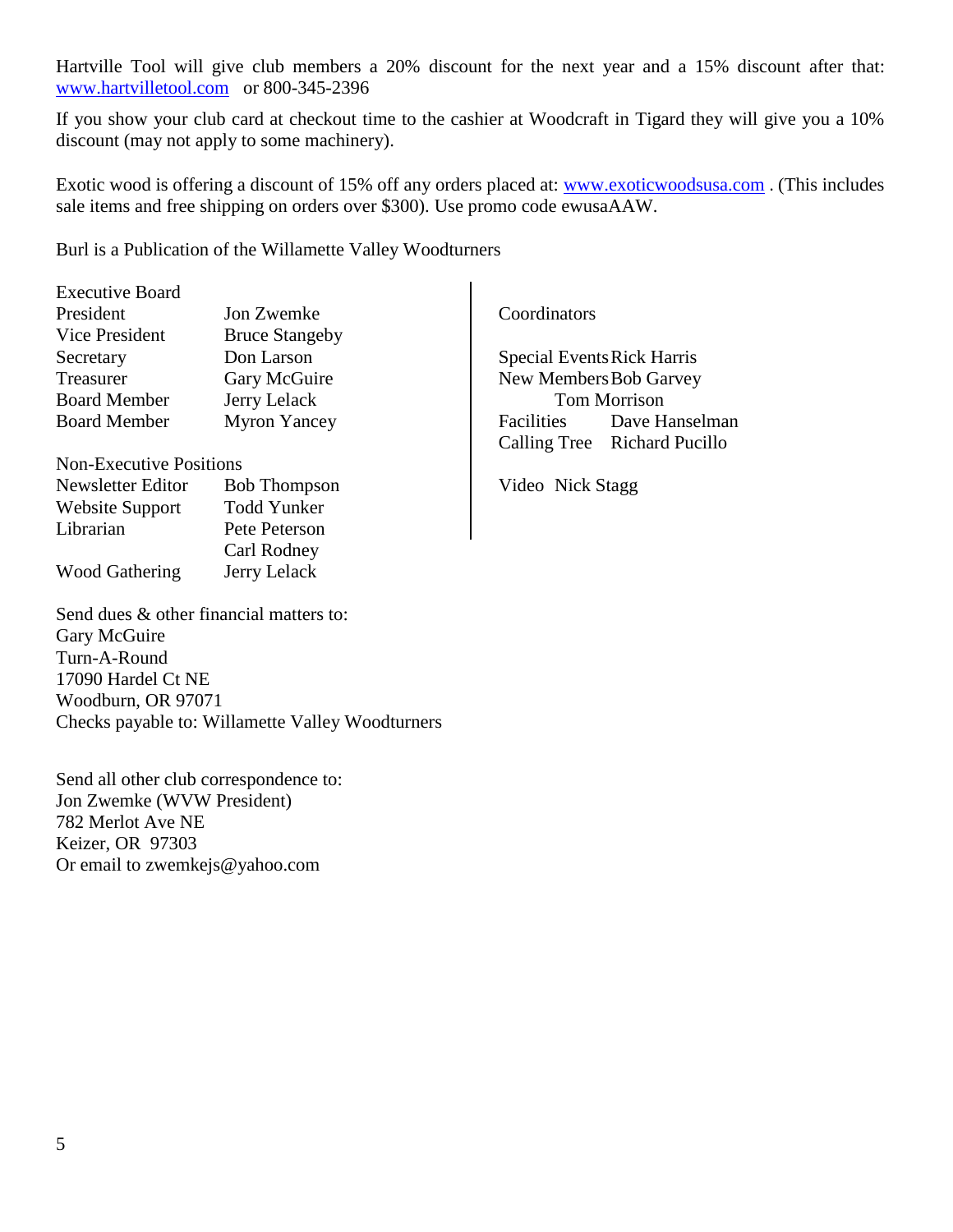Hartville Tool will give club members a 20% discount for the next year and a 15% discount after that: www.hartvilletool.com or 800-345-2396

If you show your club card at checkout time to the cashier at Woodcraft in Tigard they will give you a 10% discount (may not apply to some machinery).

Exotic wood is offering a discount of 15% off any orders placed at: www.exoticwoodsusa.com . (This includes sale items and free shipping on orders over $300). Use promo code ewusaAAW.

Burl is a Publication of the Willamette Valley Woodturners

Executive Board

| | |
|---|---|
| President | Jon Zwemke |
| Vice President | Bruce Stangeby |
| Secretary | Don Larson |
| Treasurer | Gary McGuire |
| Board Member | Jerry Lelack |
| Board Member | Myron Yancey |

Non-Executive Positions

| | |
|---|---|
| Newsletter Editor | Bob Thompson |
| Website Support | Todd Yunker |
| Librarian | Pete Peterson |
| | Carl Rodney |
| Wood Gathering | Jerry Lelack |

Coordinators

| | |
|---|---|
| Special Events | Rick Harris |
| New Members | Bob Garvey |
| | Tom Morrison |
| Facilities | Dave Hanselman |
| Calling Tree | Richard Pucillo |
| Video | Nick Stagg |

Send dues & other financial matters to:
Gary McGuire
Turn-A-Round
17090 Hardel Ct NE
Woodburn, OR 97071
Checks payable to: Willamette Valley Woodturners

Send all other club correspondence to:
Jon Zwemke (WVW President)
782 Merlot Ave NE
Keizer, OR 97303
Or email to zwemkejs@yahoo.com